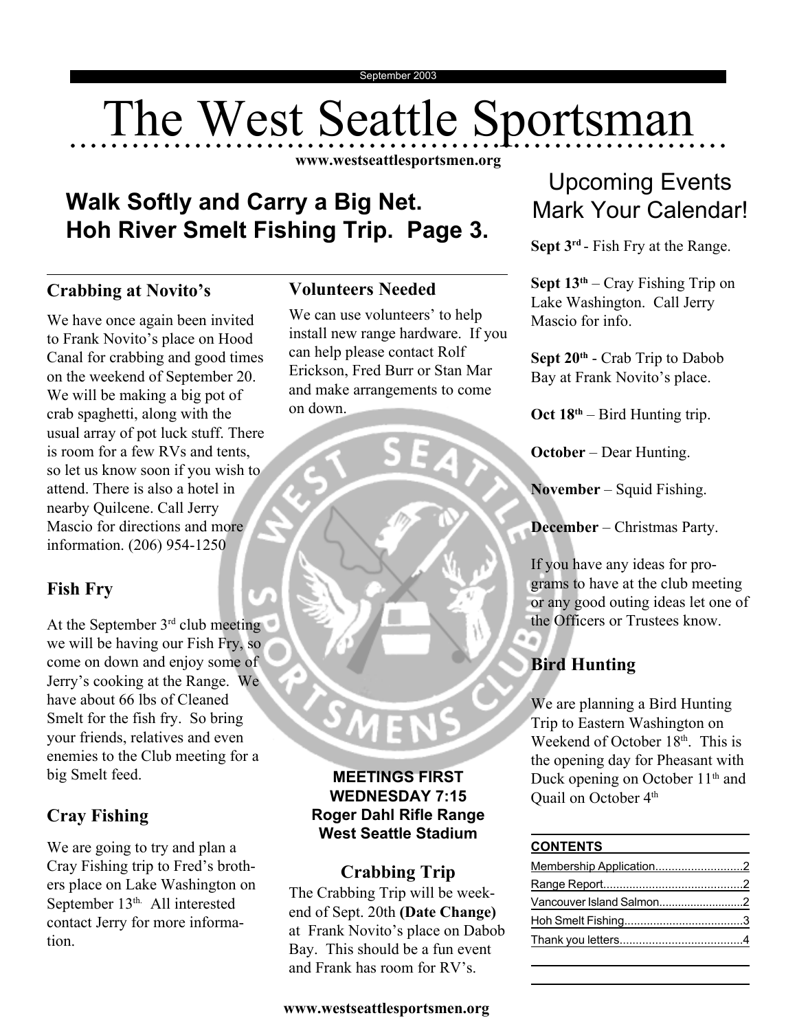September 2003

# The West Seattle Sportsman

www.westseattlesportsmen.org

## Walk Softly and Carry a Big Net. Hoh River Smelt Fishing Trip. Page 3.

### Crabbing at Novito's

We have once again been invited to Frank Novito's place on Hood Canal for crabbing and good times on the weekend of September 20. We will be making a big pot of crab spaghetti, along with the usual array of pot luck stuff. There is room for a few RVs and tents, so let us know soon if you wish to attend. There is also a hotel in nearby Quilcene. Call Jerry Mascio for directions and more information. (206) 954-1250

### Fish Fry

At the September 3rd club meeting we will be having our Fish Fry, so come on down and enjoy some of Jerry's cooking at the Range. We have about 66 lbs of Cleaned Smelt for the fish fry. So bring your friends, relatives and even enemies to the Club meeting for a big Smelt feed.

### Cray Fishing

We are going to try and plan a Cray Fishing trip to Fred's brothers place on Lake Washington on September 13th. All interested contact Jerry for more information.

### Volunteers Needed

We can use volunteers' to help install new range hardware. If you can help please contact Rolf Erickson, Fred Burr or Stan Mar and make arrangements to come on down.

**MEETINGS FIRST WEDNESDAY 7:15**
**Roger Dahl Rifle Range**
**West Seattle Stadium**

### Crabbing Trip

The Crabbing Trip will be weekend of Sept. 20th **(Date Change)** at Frank Novito's place on Dabob Bay. This should be a fun event and Frank has room for RV's.

## Upcoming Events Mark Your Calendar!

**Sept 3rd** - Fish Fry at the Range.

**Sept 13th** – Cray Fishing Trip on Lake Washington. Call Jerry Mascio for info.

**Sept 20th** - Crab Trip to Dabob Bay at Frank Novito's place.

**Oct 18th** – Bird Hunting trip.

**October** – Dear Hunting.

**November** – Squid Fishing.

**December** – Christmas Party.

If you have any ideas for programs to have at the club meeting or any good outing ideas let one of the Officers or Trustees know.

### Bird Hunting

We are planning a Bird Hunting Trip to Eastern Washington on Weekend of October 18th. This is the opening day for Pheasant with Duck opening on October 11th and Quail on October 4th

**CONTENTS**

- Membership Application....2
- Range Report....2
- Vancouver Island Salmon....2
- Hoh Smelt Fishing....3
- Thank you letters....4

www.westseattlesportsmen.org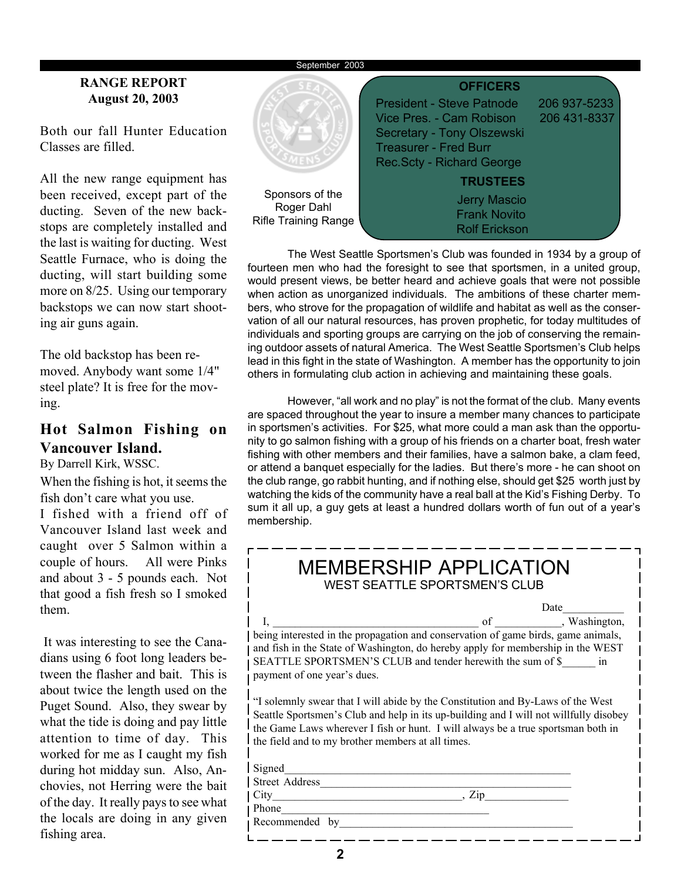## RANGE REPORT
## August 20, 2003

Both our fall Hunter Education Classes are filled.

All the new range equipment has been received, except part of the ducting. Seven of the new backstops are completely installed and the last is waiting for ducting. West Seattle Furnace, who is doing the ducting, will start building some more on 8/25. Using our temporary backstops we can now start shooting air guns again.

The old backstop has been removed. Anybody want some 1/4" steel plate? It is free for the moving.

## Hot Salmon Fishing on Vancouver Island.

By Darrell Kirk, WSSC.

When the fishing is hot, it seems the fish don't care what you use.

I fished with a friend off of Vancouver Island last week and caught over 5 Salmon within a couple of hours. All were Pinks and about 3 - 5 pounds each. Not that good a fish fresh so I smoked them.

It was interesting to see the Canadians using 6 foot long leaders between the flasher and bait. This is about twice the length used on the Puget Sound. Also, they swear by what the tide is doing and pay little attention to time of day. This worked for me as I caught my fish during hot midday sun. Also, Anchovies, not Herring were the bait of the day. It really pays to see what the locals are doing in any given fishing area.

Sponsors of the Roger Dahl Rifle Training Range

**OFFICERS**

President - Steve Patnode 206 937-5233
Vice Pres. - Cam Robison 206 431-8337
Secretary - Tony Olszewski
Treasurer - Fred Burr
Rec.Scty - Richard George

**TRUSTEES**

Jerry Mascio
Frank Novito
Rolf Erickson

The West Seattle Sportsmen's Club was founded in 1934 by a group of fourteen men who had the foresight to see that sportsmen, in a united group, would present views, be better heard and achieve goals that were not possible when action as unorganized individuals. The ambitions of these charter members, who strove for the propagation of wildlife and habitat as well as the conservation of all our natural resources, has proven prophetic, for today multitudes of individuals and sporting groups are carrying on the job of conserving the remaining outdoor assets of natural America. The West Seattle Sportsmen's Club helps lead in this fight in the state of Washington. A member has the opportunity to join others in formulating club action in achieving and maintaining these goals.

However, "all work and no play" is not the format of the club. Many events are spaced throughout the year to insure a member many chances to participate in sportsmen's activities. For $25, what more could a man ask than the opportunity to go salmon fishing with a group of his friends on a charter boat, fresh water fishing with other members and their families, have a salmon bake, a clam feed, or attend a banquet especially for the ladies. But there's more - he can shoot on the club range, go rabbit hunting, and if nothing else, should get $25 worth just by watching the kids of the community have a real ball at the Kid's Fishing Derby. To sum it all up, a guy gets at least a hundred dollars worth of fun out of a year's membership.

## MEMBERSHIP APPLICATION
### WEST SEATTLE SPORTSMEN'S CLUB

Date___________

I, ____________________________________ of ___________, Washington, being interested in the propagation and conservation of game birds, game animals, and fish in the State of Washington, do hereby apply for membership in the WEST SEATTLE SPORTSMEN'S CLUB and tender herewith the sum of $______ in payment of one year's dues.

"I solemnly swear that I will abide by the Constitution and By-Laws of the West Seattle Sportsmen's Club and help in its up-building and I will not willfully disobey the Game Laws wherever I fish or hunt. I will always be a true sportsman both in the field and to my brother members at all times.

Signed__________________________________________________

Street Address_____________________________________________

City_________________________________, Zip______________

Phone______________________________________

Recommended by__________________________________________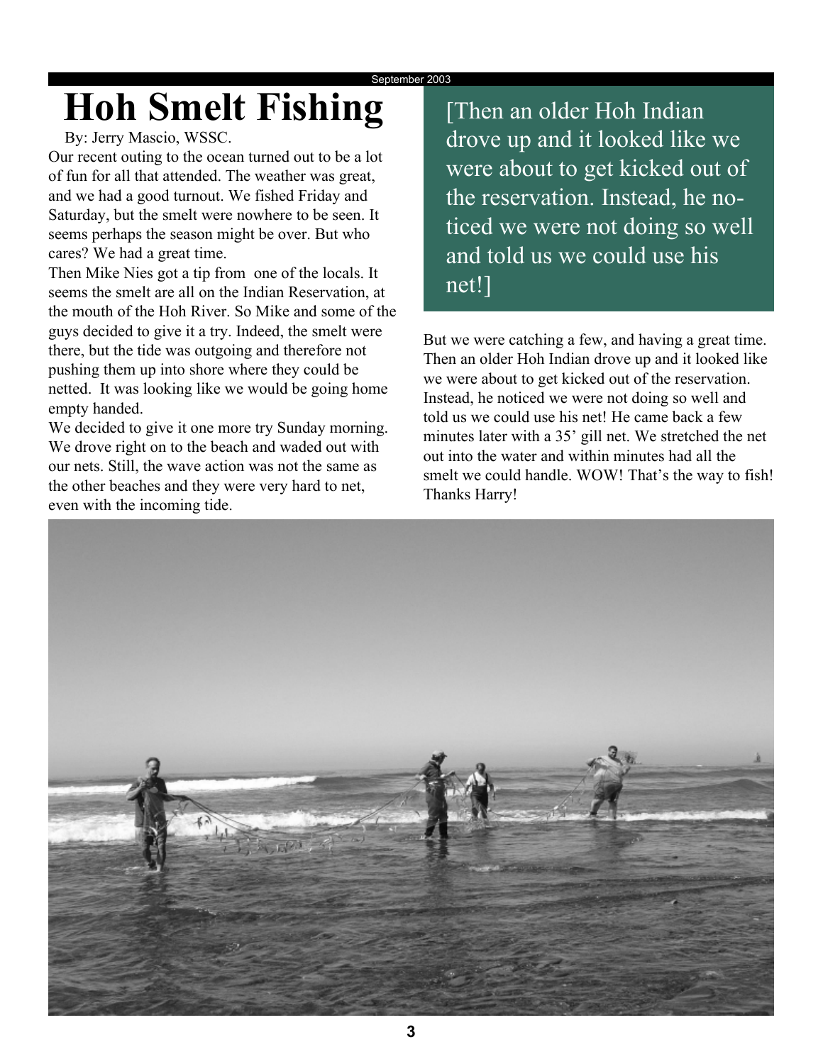# Hoh Smelt Fishing

By: Jerry Mascio, WSSC.

Our recent outing to the ocean turned out to be a lot of fun for all that attended. The weather was great, and we had a good turnout. We fished Friday and Saturday, but the smelt were nowhere to be seen. It seems perhaps the season might be over. But who cares? We had a great time.

Then Mike Nies got a tip from one of the locals. It seems the smelt are all on the Indian Reservation, at the mouth of the Hoh River. So Mike and some of the guys decided to give it a try. Indeed, the smelt were there, but the tide was outgoing and therefore not pushing them up into shore where they could be netted. It was looking like we would be going home empty handed.

We decided to give it one more try Sunday morning. We drove right on to the beach and waded out with our nets. Still, the wave action was not the same as the other beaches and they were very hard to net, even with the incoming tide.

[Then an older Hoh Indian drove up and it looked like we were about to get kicked out of the reservation. Instead, he noticed we were not doing so well and told us we could use his net!]

But we were catching a few, and having a great time. Then an older Hoh Indian drove up and it looked like we were about to get kicked out of the reservation. Instead, he noticed we were not doing so well and told us we could use his net! He came back a few minutes later with a 35' gill net. We stretched the net out into the water and within minutes had all the smelt we could handle. WOW! That's the way to fish! Thanks Harry!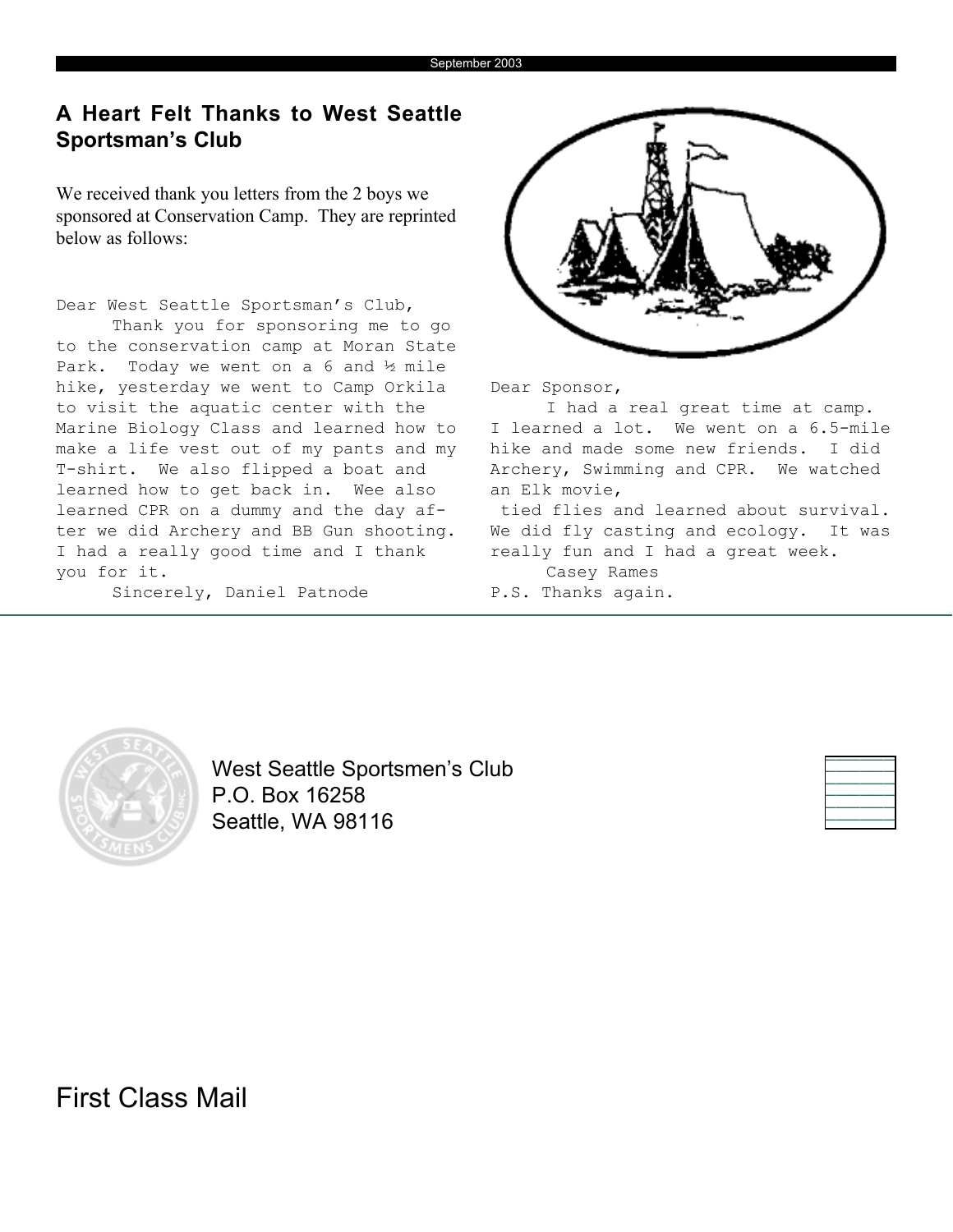## A Heart Felt Thanks to West Seattle Sportsman's Club

We received thank you letters from the 2 boys we sponsored at Conservation Camp. They are reprinted below as follows:

Dear West Seattle Sportsman's Club,

Thank you for sponsoring me to go to the conservation camp at Moran State Park. Today we went on a 6 and ½ mile hike, yesterday we went to Camp Orkila to visit the aquatic center with the Marine Biology Class and learned how to make a life vest out of my pants and my T-shirt. We also flipped a boat and learned how to get back in. Wee also learned CPR on a dummy and the day after we did Archery and BB Gun shooting. I had a really good time and I thank you for it.

Sincerely, Daniel Patnode

Dear Sponsor,

I had a real great time at camp. I learned a lot. We went on a 6.5-mile hike and made some new friends. I did Archery, Swimming and CPR. We watched an Elk movie, tied flies and learned about survival. We did fly casting and ecology. It was really fun and I had a great week.

Casey Rames

P.S. Thanks again.

West Seattle Sportsmen's Club
P.O. Box 16258
Seattle, WA 98116

First Class Mail